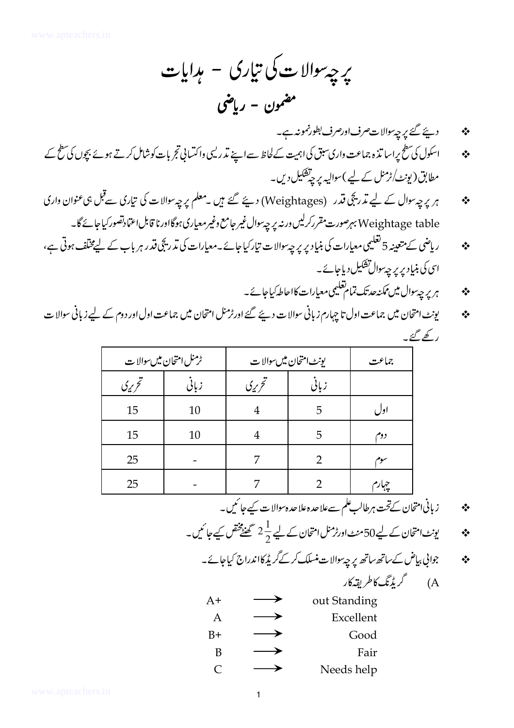# پرچہ سوالات کی تیاری - ہدایات

## مضمون - ریاضی

- دیئے گئے پرچہ سوالات صرف اور صرف بطور نمونہ ہے۔
- اسکول کی سطح پر اساتذہ جماعت واری سبق کی اہمیت کے لحاظ سے اپنے تدریسی واکتسابی تجربات کو شامل کرتے ہوئے بچوں کی سطح کے مطابق (یونٹ/ٹرمنل کے لیے) سوالیہ پرچہ تشکیل دیں۔
- ہر پرچہ سوال کے لیے تدریجی قدر (Weightages) دیئے گئے ہیں۔معلم پرچہ سوالات کی تیاری سے قبل ہی عنوان واری Weightage table بہرصورت مقرر کرلیں ورنہ پرچہ سوال غیر جامع وغیر معیاری ہوگا اور ناقابل اعتماد تصور کیا جائے گا۔
- ریاضی کے متعینہ 5 تعلیمی معیارات کی بنیاد پر پرچہ سوالات تیار کیا جائے۔معیارات کی تدریجی قدر ہر باب کے لیے مختلف ہوتی ہے، اسی کی بنیاد پر پرچہ سوال تشکیل دیا جائے۔
- ہر پرچہ سوال میں ممکنہ حد تک تمام تعلیمی معیارات کا احاطہ کیا جائے۔
- یونٹ امتحان میں جماعت اول تا چہارم زبانی سوالات دیئے گئے اور ٹرمنل امتحان میں جماعت اول اور دوم کے لیے زبانی سوالات رکھے گئے۔

| جماعت | یونٹ امتحان میں سوالات | | ٹرمنل امتحان میں سوالات | |
|---|---|---|---|---|
| | زبانی | تحریری | زبانی | تحریری |
| اول | 5 | 4 | 10 | 15 |
| دوم | 5 | 4 | 10 | 15 |
| سوم | 2 | 7 | - | 25 |
| چہارم | 2 | 7 | - | 25 |

- زبانی امتحان کے تحت ہر طالب علم سے علاحدہ علاحدہ سوالات کیے جائیں۔
- یونٹ امتحان کے لیے 50 منٹ اور ٹرمنل امتحان کے لیے $2\frac{1}{2}$ گھنٹے مختص کیے جائیں۔
- جوابی بیاض کے ساتھ ساتھ پرچہ سوالات منسلک کر کے گریڈ کا اندراج کیا جائے۔

A) گریڈنگ کا طریقہ کار

| | | |
|---|---|---|
| A+ | → | out Standing |
| A | → | Excellent |
| B+ | → | Good |
| B | → | Fair |
| C | → | Needs help |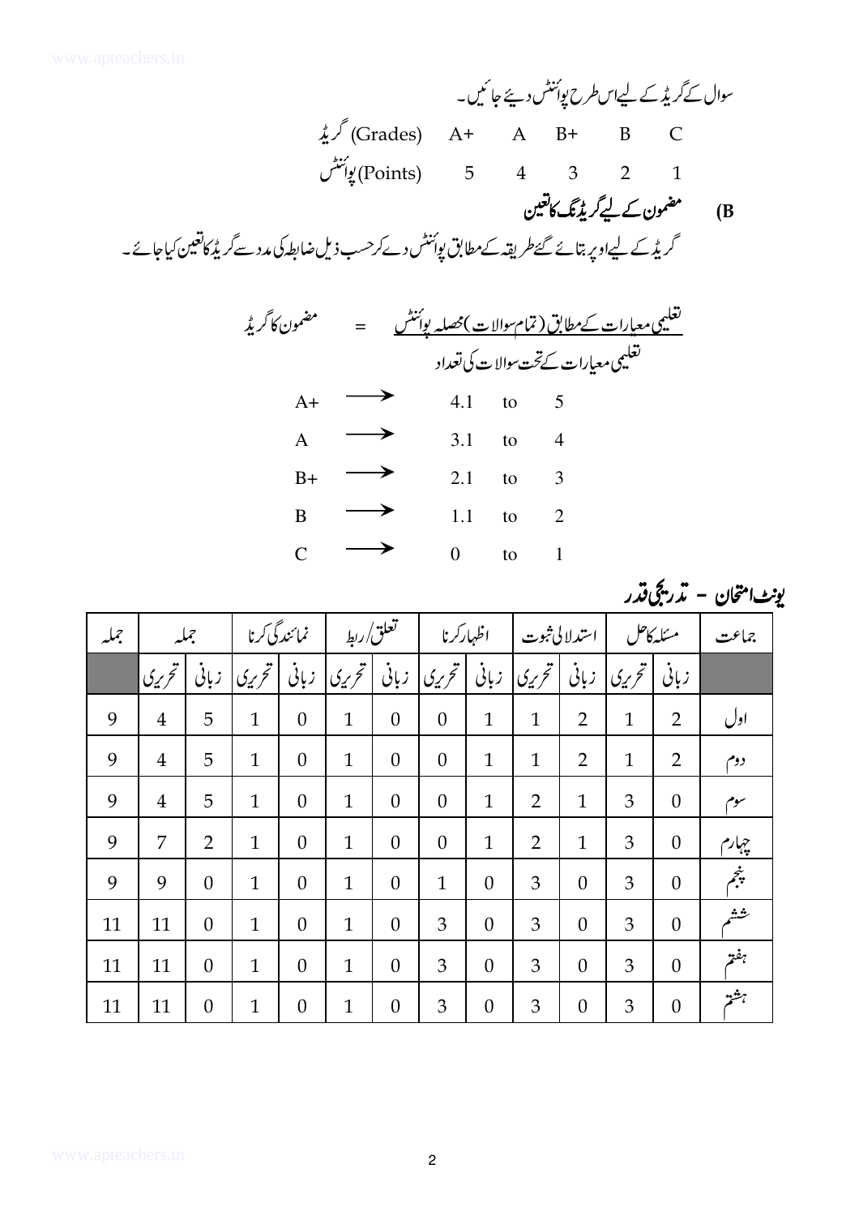سوال کے گریڈ کے لیے اس طرح پوائنٹس دیئے جائیں۔

| گریڈ (Grades) | A+ | A | B+ | B | C |
|---|---|---|---|---|---|
| پوائنٹس (Points) | 5 | 4 | 3 | 2 | 1 |

**B) مضمون کے لیے گریڈنگ کا تعین**

گریڈ کے لیے اوپر بتائے گئے طریقہ کے مطابق پوائنٹس دے کر حسب ذیل ضابطہ کی مدد سے گریڈ کا تعین کیا جائے۔

$$\text{مضمون کا گریڈ} = \frac{\text{تعلیمی معیارات کے مطابق (تمام سوالات) محصلہ پوائنٹس}}{\text{تعلیمی معیارات کے تحت سوالات کی تعداد}}$$

A+ ⟶ 4.1 to 5

A ⟶ 3.1 to 4

B+ ⟶ 2.1 to 3

B ⟶ 1.1 to 2

C ⟶ 0 to 1

## یونٹ امتحان - تدریجی قدر

| جماعت | مسئلہ کا حل | | استدلالی ثبوت | | اظہار کرنا | | تعلق/ربط | | نمائندگی کرنا | | جملہ | | جملہ |
|---|---|---|---|---|---|---|---|---|---|---|---|---|---|
| | زبانی | تحریری | زبانی | تحریری | زبانی | تحریری | زبانی | تحریری | زبانی | تحریری | زبانی | تحریری | |
| اول | 2 | 1 | 2 | 1 | 1 | 0 | 0 | 1 | 0 | 1 | 5 | 4 | 9 |
| دوم | 2 | 1 | 2 | 1 | 1 | 0 | 0 | 1 | 0 | 1 | 5 | 4 | 9 |
| سوم | 0 | 3 | 1 | 2 | 1 | 0 | 0 | 1 | 0 | 1 | 5 | 4 | 9 |
| چہارم | 0 | 3 | 1 | 2 | 1 | 0 | 0 | 1 | 0 | 1 | 2 | 7 | 9 |
| پنجم | 0 | 3 | 0 | 3 | 0 | 1 | 0 | 1 | 0 | 1 | 0 | 9 | 9 |
| ششم | 0 | 3 | 0 | 3 | 0 | 3 | 0 | 1 | 0 | 1 | 0 | 11 | 11 |
| ہفتم | 0 | 3 | 0 | 3 | 0 | 3 | 0 | 1 | 0 | 1 | 0 | 11 | 11 |
| ہشتم | 0 | 3 | 0 | 3 | 0 | 3 | 0 | 1 | 0 | 1 | 0 | 11 | 11 |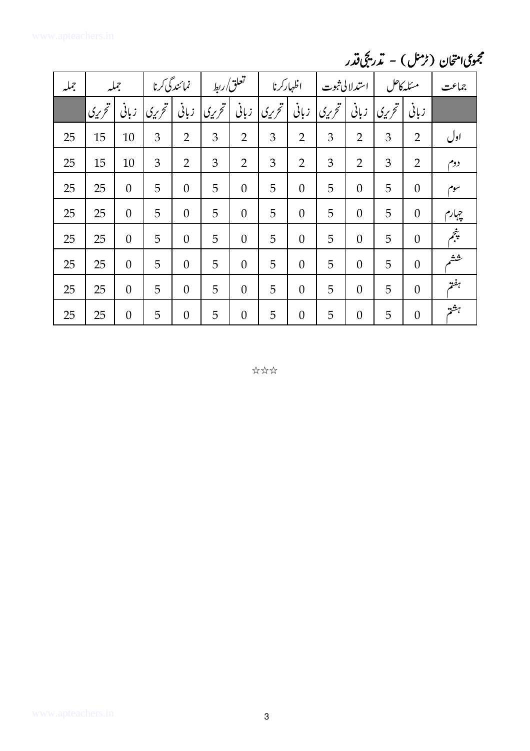## مجموعی امتحان (ٹرمنل) - تدریجی قدر

| جماعت | مسئلہ کا حل | | استدلالی ثبوت | | اظہار کرنا | | تعلق/ربط | | نمائندگی کرنا | | جملہ | | جملہ |
|---|---|---|---|---|---|---|---|---|---|---|---|---|---|
| | زبانی | تحریری | زبانی | تحریری | زبانی | تحریری | زبانی | تحریری | زبانی | تحریری | زبانی | تحریری | |
| اول | 2 | 3 | 2 | 3 | 2 | 3 | 2 | 3 | 2 | 3 | 10 | 15 | 25 |
| دوم | 2 | 3 | 2 | 3 | 2 | 3 | 2 | 3 | 2 | 3 | 10 | 15 | 25 |
| سوم | 0 | 5 | 0 | 5 | 0 | 5 | 0 | 5 | 0 | 5 | 0 | 25 | 25 |
| چہارم | 0 | 5 | 0 | 5 | 0 | 5 | 0 | 5 | 0 | 5 | 0 | 25 | 25 |
| پنجم | 0 | 5 | 0 | 5 | 0 | 5 | 0 | 5 | 0 | 5 | 0 | 25 | 25 |
| ششم | 0 | 5 | 0 | 5 | 0 | 5 | 0 | 5 | 0 | 5 | 0 | 25 | 25 |
| ہفتم | 0 | 5 | 0 | 5 | 0 | 5 | 0 | 5 | 0 | 5 | 0 | 25 | 25 |
| ہشتم | 0 | 5 | 0 | 5 | 0 | 5 | 0 | 5 | 0 | 5 | 0 | 25 | 25 |

☆☆☆